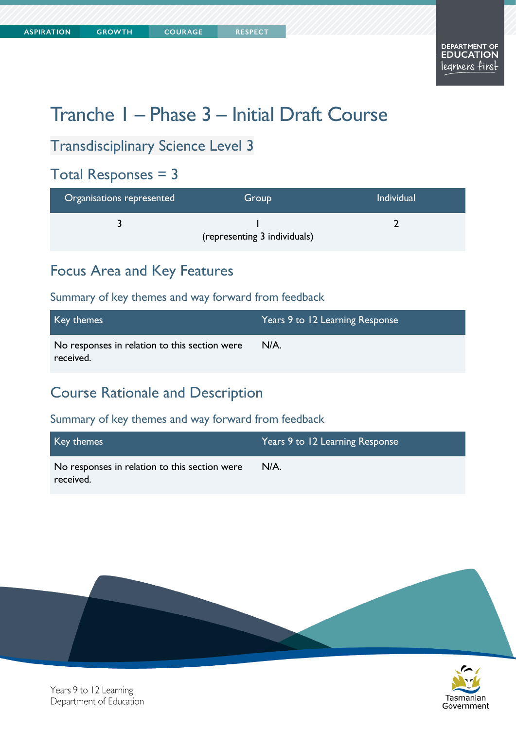# Tranche 1 – Phase 3 – Initial Draft Course

## Transdisciplinary Science Level 3

## Total Responses = 3

| Organisations represented | Group | Individual |
|---|---|---|
| 3 | 1 (representing 3 individuals) | 2 |

## Focus Area and Key Features

### Summary of key themes and way forward from feedback

| Key themes | Years 9 to 12 Learning Response |
|---|---|
| No responses in relation to this section were received. | N/A. |

## Course Rationale and Description

### Summary of key themes and way forward from feedback

| Key themes | Years 9 to 12 Learning Response |
|---|---|
| No responses in relation to this section were received. | N/A. |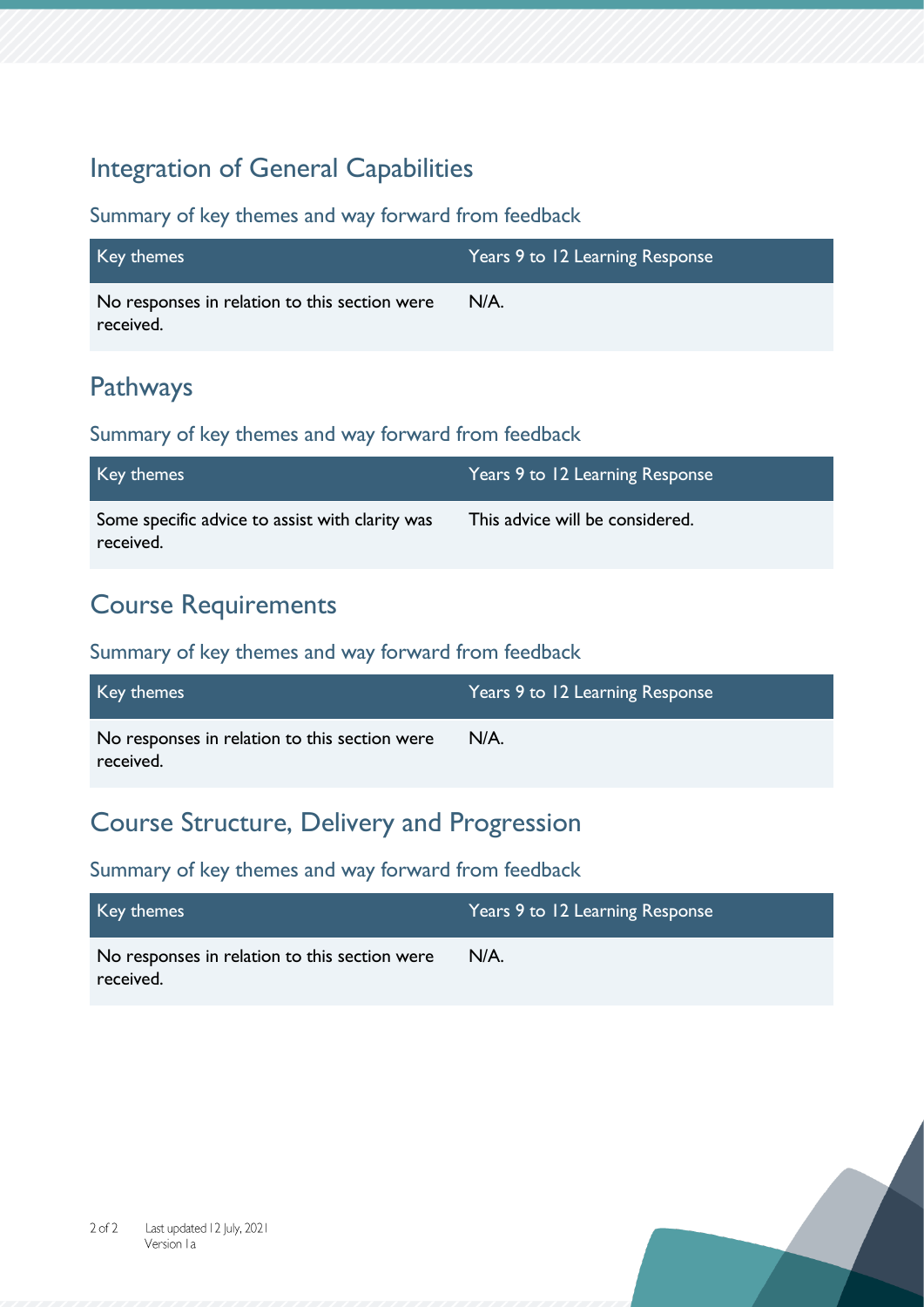## Integration of General Capabilities

### Summary of key themes and way forward from feedback

| Key themes | Years 9 to 12 Learning Response |
| --- | --- |
| No responses in relation to this section were received. | N/A. |

## Pathways

### Summary of key themes and way forward from feedback

| Key themes | Years 9 to 12 Learning Response |
| --- | --- |
| Some specific advice to assist with clarity was received. | This advice will be considered. |

## Course Requirements

### Summary of key themes and way forward from feedback

| Key themes | Years 9 to 12 Learning Response |
| --- | --- |
| No responses in relation to this section were received. | N/A. |

## Course Structure, Delivery and Progression

### Summary of key themes and way forward from feedback

| Key themes | Years 9 to 12 Learning Response |
| --- | --- |
| No responses in relation to this section were received. | N/A. |

Last updated 12 July, 2021
Version 1a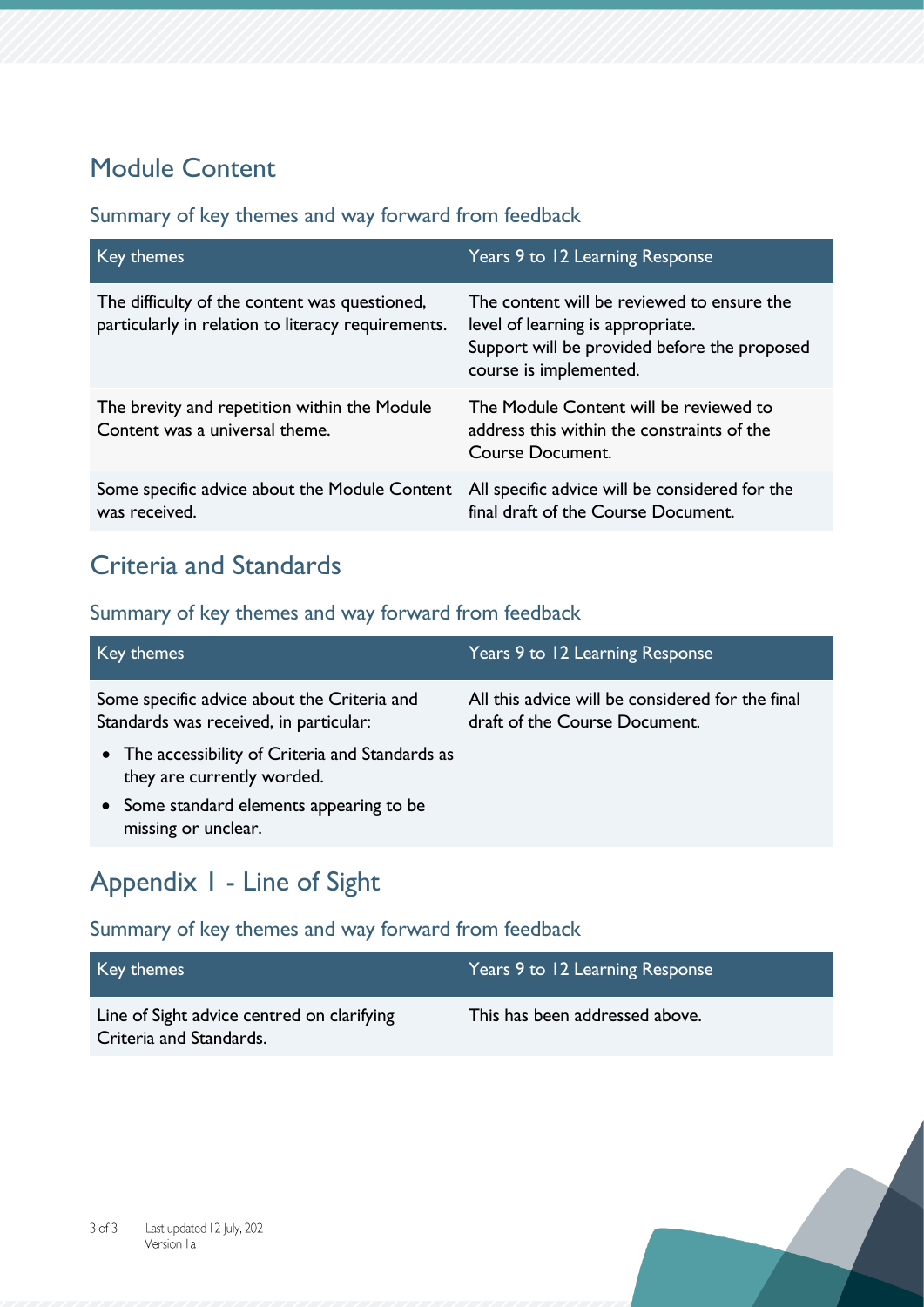## Module Content

### Summary of key themes and way forward from feedback

| Key themes | Years 9 to 12 Learning Response |
|---|---|
| The difficulty of the content was questioned, particularly in relation to literacy requirements. | The content will be reviewed to ensure the level of learning is appropriate.<br>Support will be provided before the proposed course is implemented. |
| The brevity and repetition within the Module Content was a universal theme. | The Module Content will be reviewed to address this within the constraints of the Course Document. |
| Some specific advice about the Module Content was received. | All specific advice will be considered for the final draft of the Course Document. |

## Criteria and Standards

### Summary of key themes and way forward from feedback

| Key themes | Years 9 to 12 Learning Response |
|---|---|
| Some specific advice about the Criteria and Standards was received, in particular:<br>• The accessibility of Criteria and Standards as they are currently worded.<br>• Some standard elements appearing to be missing or unclear. | All this advice will be considered for the final draft of the Course Document. |

## Appendix 1 - Line of Sight

### Summary of key themes and way forward from feedback

| Key themes | Years 9 to 12 Learning Response |
|---|---|
| Line of Sight advice centred on clarifying Criteria and Standards. | This has been addressed above. |

Last updated 12 July, 2021
Version 1a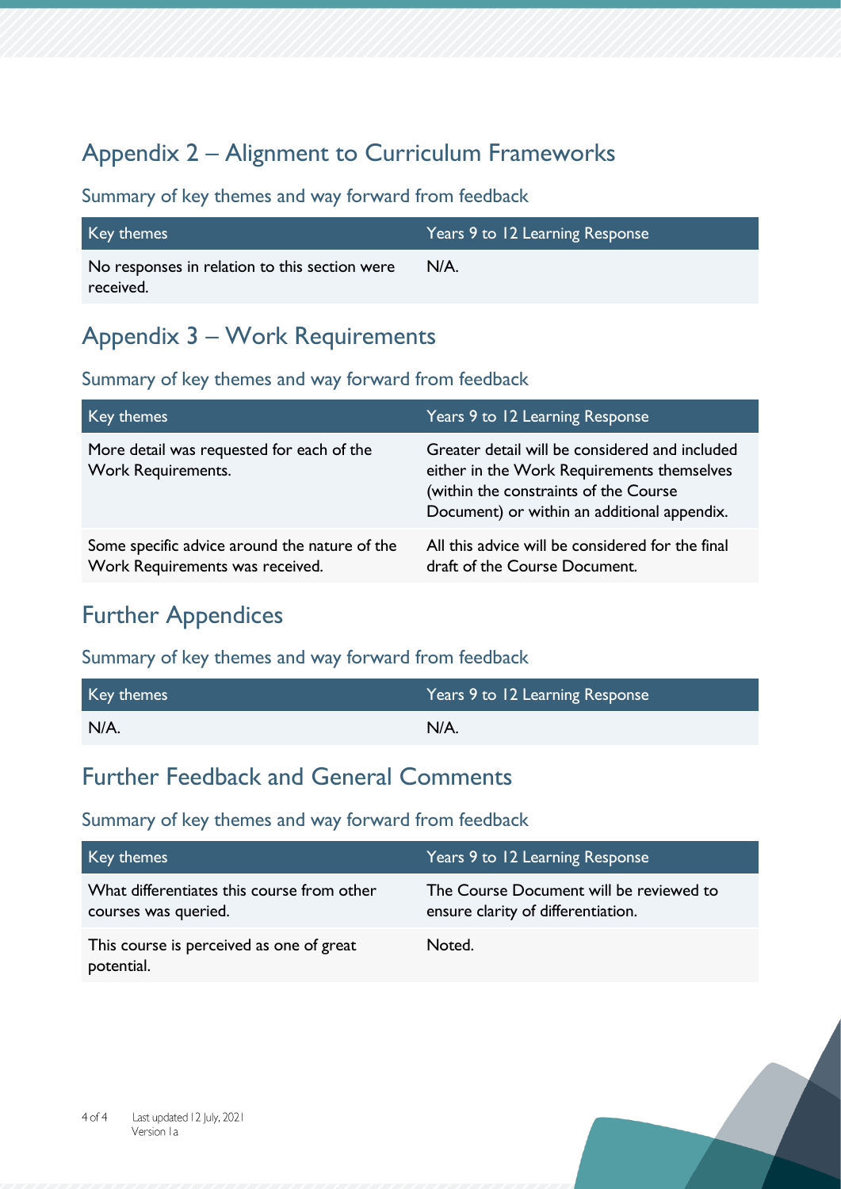## Appendix 2 – Alignment to Curriculum Frameworks

### Summary of key themes and way forward from feedback

| Key themes | Years 9 to 12 Learning Response |
|---|---|
| No responses in relation to this section were received. | N/A. |

## Appendix 3 – Work Requirements

### Summary of key themes and way forward from feedback

| Key themes | Years 9 to 12 Learning Response |
|---|---|
| More detail was requested for each of the Work Requirements. | Greater detail will be considered and included either in the Work Requirements themselves (within the constraints of the Course Document) or within an additional appendix. |
| Some specific advice around the nature of the Work Requirements was received. | All this advice will be considered for the final draft of the Course Document. |

## Further Appendices

### Summary of key themes and way forward from feedback

| Key themes | Years 9 to 12 Learning Response |
|---|---|
| N/A. | N/A. |

## Further Feedback and General Comments

### Summary of key themes and way forward from feedback

| Key themes | Years 9 to 12 Learning Response |
|---|---|
| What differentiates this course from other courses was queried. | The Course Document will be reviewed to ensure clarity of differentiation. |
| This course is perceived as one of great potential. | Noted. |

Last updated 12 July, 2021
Version 1a